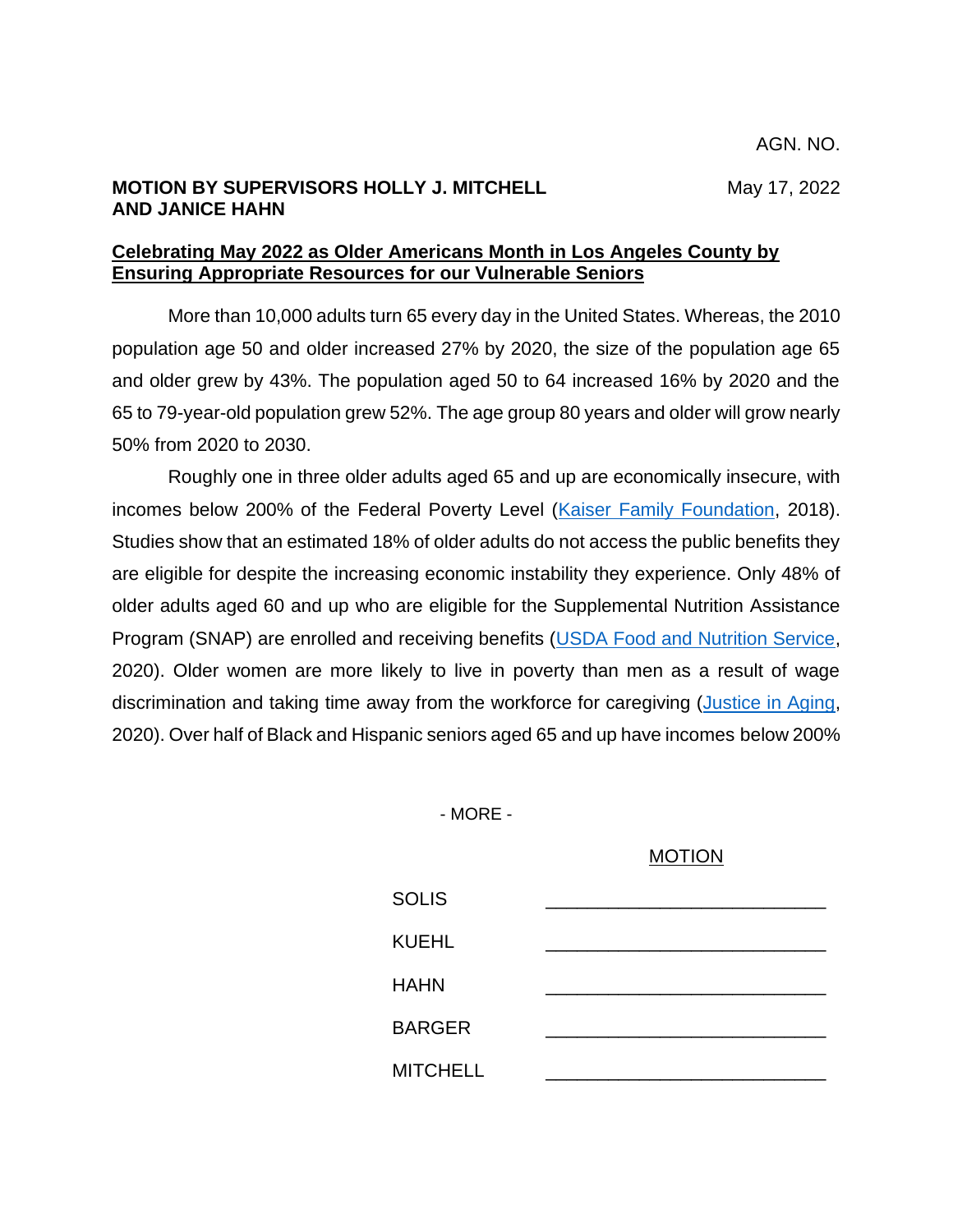AGN. NO.

**MOTION BY SUPERVISORS HOLLY J. MITCHELL AND JANICE HAHN**

May 17, 2022

**Celebrating May 2022 as Older Americans Month in Los Angeles County by Ensuring Appropriate Resources for our Vulnerable Seniors**

More than 10,000 adults turn 65 every day in the United States. Whereas, the 2010 population age 50 and older increased 27% by 2020, the size of the population age 65 and older grew by 43%. The population aged 50 to 64 increased 16% by 2020 and the 65 to 79-year-old population grew 52%. The age group 80 years and older will grow nearly 50% from 2020 to 2030.

Roughly one in three older adults aged 65 and up are economically insecure, with incomes below 200% of the Federal Poverty Level (Kaiser Family Foundation, 2018). Studies show that an estimated 18% of older adults do not access the public benefits they are eligible for despite the increasing economic instability they experience. Only 48% of older adults aged 60 and up who are eligible for the Supplemental Nutrition Assistance Program (SNAP) are enrolled and receiving benefits (USDA Food and Nutrition Service, 2020). Older women are more likely to live in poverty than men as a result of wage discrimination and taking time away from the workforce for caregiving (Justice in Aging, 2020). Over half of Black and Hispanic seniors aged 65 and up have incomes below 200%

\- MORE -

| | MOTION |
|---|---|
| SOLIS | ___________________________ |
| KUEHL | ___________________________ |
| HAHN | ___________________________ |
| BARGER | ___________________________ |
| MITCHELL | ___________________________ |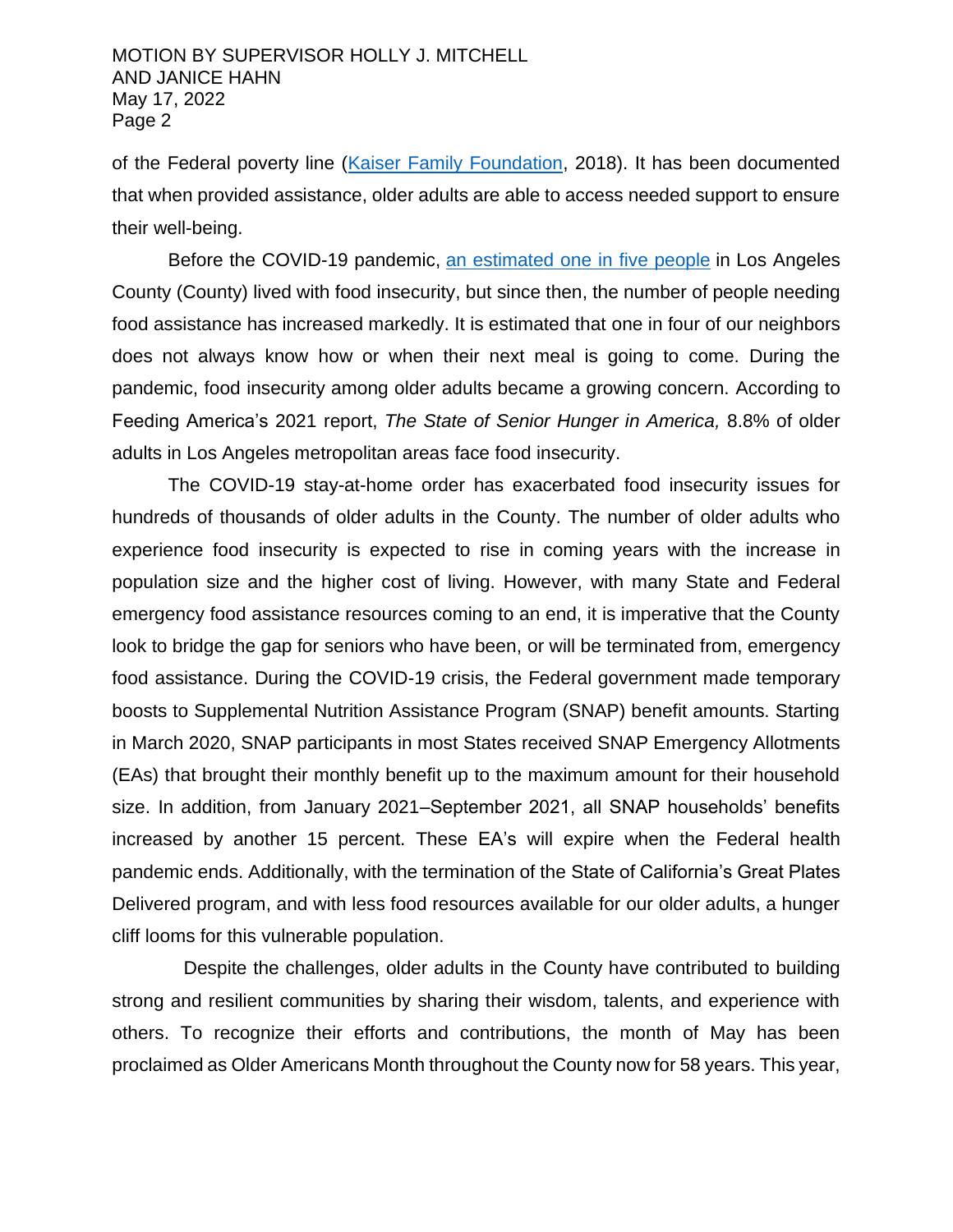of the Federal poverty line (Kaiser Family Foundation, 2018). It has been documented that when provided assistance, older adults are able to access needed support to ensure their well-being.

Before the COVID-19 pandemic, an estimated one in five people in Los Angeles County (County) lived with food insecurity, but since then, the number of people needing food assistance has increased markedly. It is estimated that one in four of our neighbors does not always know how or when their next meal is going to come. During the pandemic, food insecurity among older adults became a growing concern. According to Feeding America's 2021 report, *The State of Senior Hunger in America,* 8.8% of older adults in Los Angeles metropolitan areas face food insecurity.

The COVID-19 stay-at-home order has exacerbated food insecurity issues for hundreds of thousands of older adults in the County. The number of older adults who experience food insecurity is expected to rise in coming years with the increase in population size and the higher cost of living. However, with many State and Federal emergency food assistance resources coming to an end, it is imperative that the County look to bridge the gap for seniors who have been, or will be terminated from, emergency food assistance. During the COVID-19 crisis, the Federal government made temporary boosts to Supplemental Nutrition Assistance Program (SNAP) benefit amounts. Starting in March 2020, SNAP participants in most States received SNAP Emergency Allotments (EAs) that brought their monthly benefit up to the maximum amount for their household size. In addition, from January 2021–September 2021, all SNAP households' benefits increased by another 15 percent. These EA's will expire when the Federal health pandemic ends. Additionally, with the termination of the State of California's Great Plates Delivered program, and with less food resources available for our older adults, a hunger cliff looms for this vulnerable population.

Despite the challenges, older adults in the County have contributed to building strong and resilient communities by sharing their wisdom, talents, and experience with others. To recognize their efforts and contributions, the month of May has been proclaimed as Older Americans Month throughout the County now for 58 years. This year,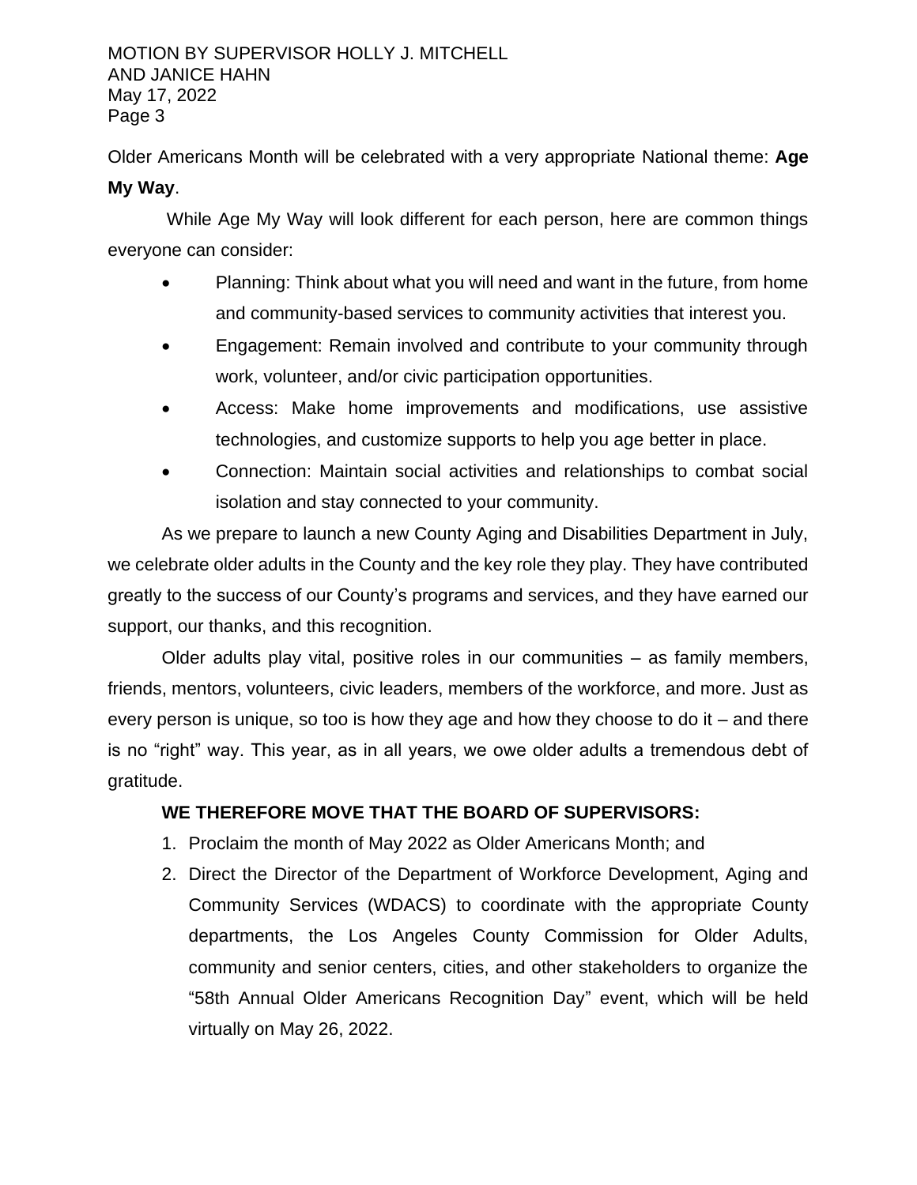Older Americans Month will be celebrated with a very appropriate National theme: **Age My Way**.

While Age My Way will look different for each person, here are common things everyone can consider:

- Planning: Think about what you will need and want in the future, from home and community-based services to community activities that interest you.
- Engagement: Remain involved and contribute to your community through work, volunteer, and/or civic participation opportunities.
- Access: Make home improvements and modifications, use assistive technologies, and customize supports to help you age better in place.
- Connection: Maintain social activities and relationships to combat social isolation and stay connected to your community.

As we prepare to launch a new County Aging and Disabilities Department in July, we celebrate older adults in the County and the key role they play. They have contributed greatly to the success of our County's programs and services, and they have earned our support, our thanks, and this recognition.

Older adults play vital, positive roles in our communities – as family members, friends, mentors, volunteers, civic leaders, members of the workforce, and more. Just as every person is unique, so too is how they age and how they choose to do it – and there is no "right" way. This year, as in all years, we owe older adults a tremendous debt of gratitude.

**WE THEREFORE MOVE THAT THE BOARD OF SUPERVISORS:**

1. Proclaim the month of May 2022 as Older Americans Month; and
2. Direct the Director of the Department of Workforce Development, Aging and Community Services (WDACS) to coordinate with the appropriate County departments, the Los Angeles County Commission for Older Adults, community and senior centers, cities, and other stakeholders to organize the "58th Annual Older Americans Recognition Day" event, which will be held virtually on May 26, 2022.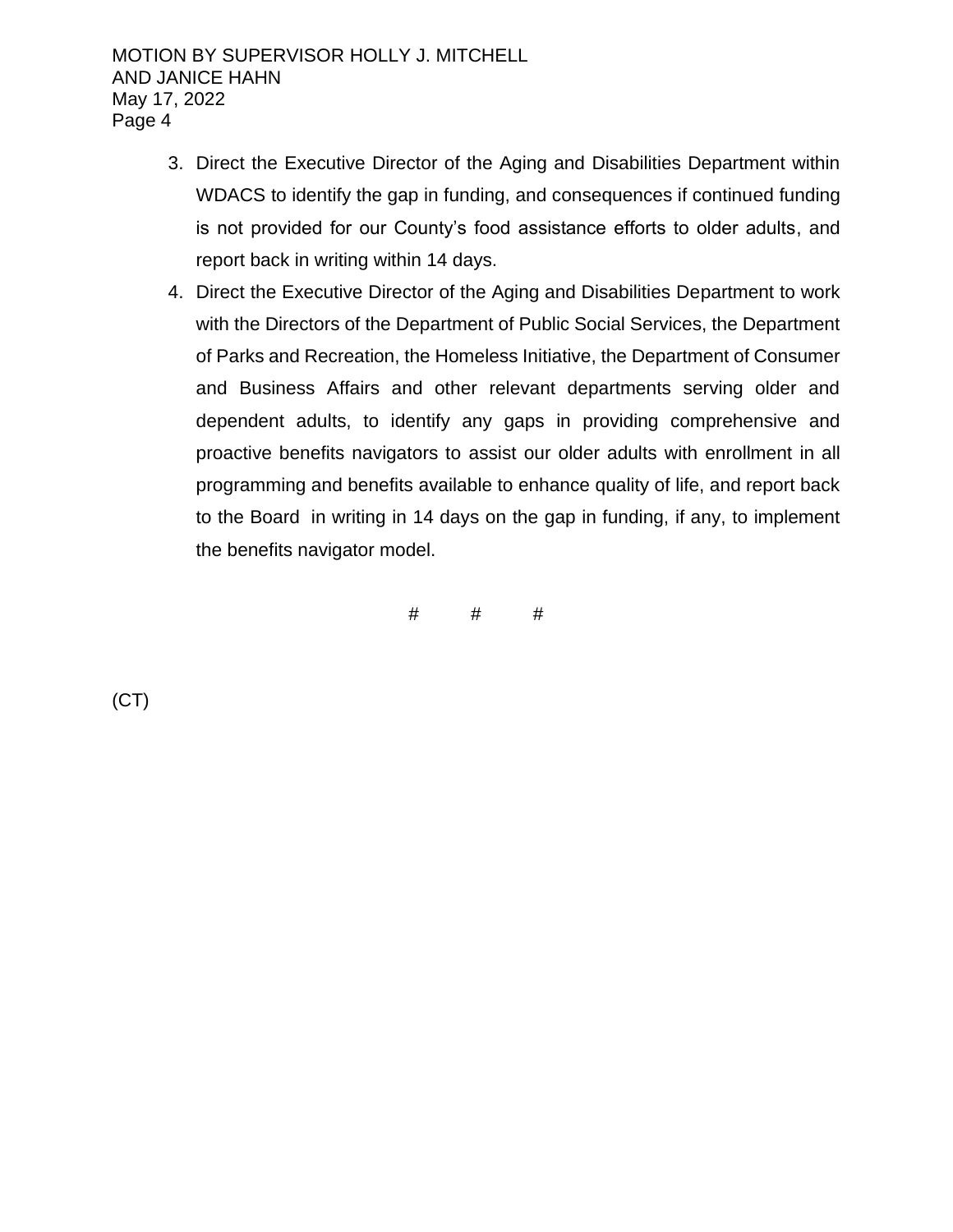3. Direct the Executive Director of the Aging and Disabilities Department within WDACS to identify the gap in funding, and consequences if continued funding is not provided for our County's food assistance efforts to older adults, and report back in writing within 14 days.
4. Direct the Executive Director of the Aging and Disabilities Department to work with the Directors of the Department of Public Social Services, the Department of Parks and Recreation, the Homeless Initiative, the Department of Consumer and Business Affairs and other relevant departments serving older and dependent adults, to identify any gaps in providing comprehensive and proactive benefits navigators to assist our older adults with enrollment in all programming and benefits available to enhance quality of life, and report back to the Board in writing in 14 days on the gap in funding, if any, to implement the benefits navigator model.

# # #

(CT)